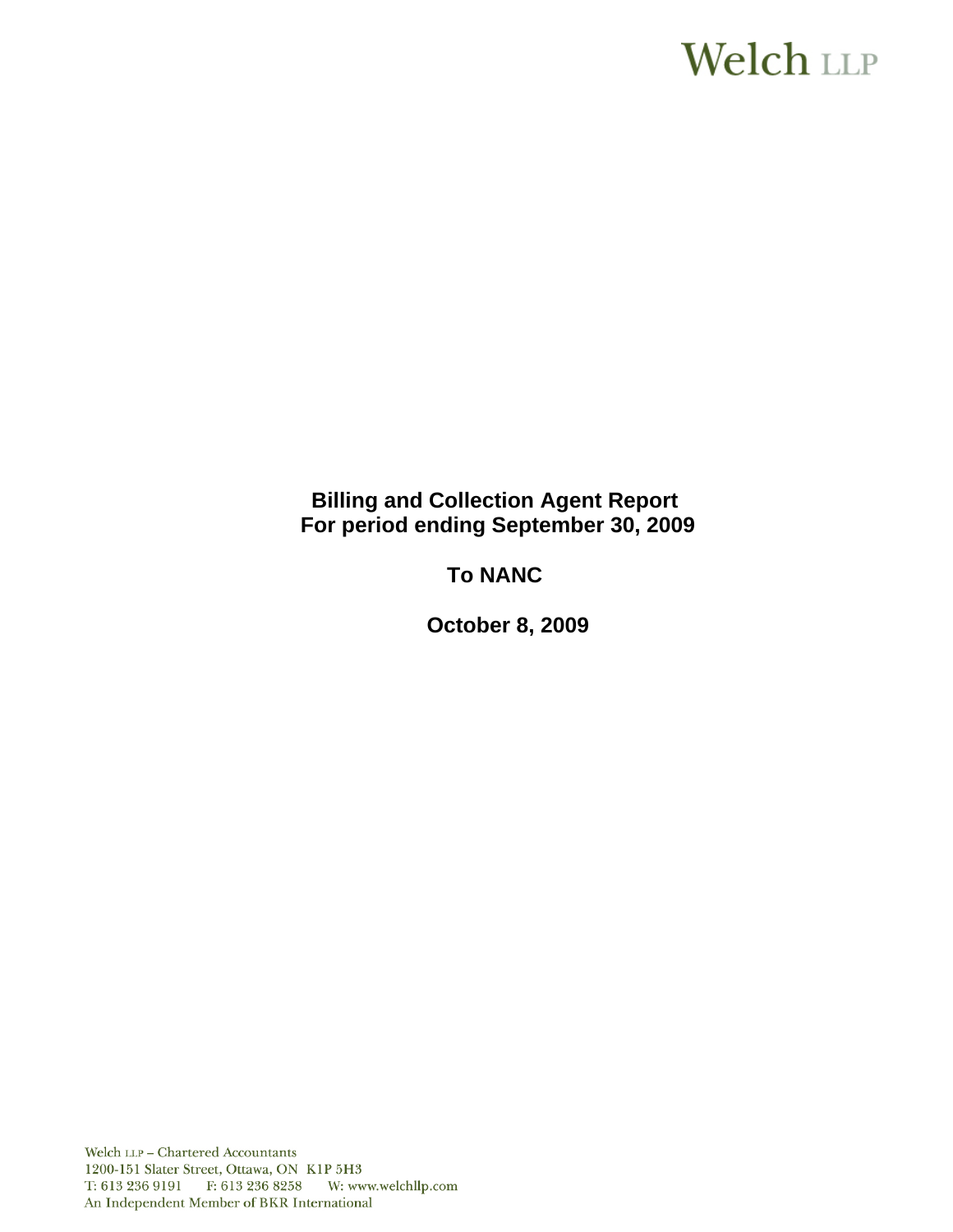Welch LLP

**Billing and Collection Agent Report**
**For period ending September 30, 2009**

**To NANC**

**October 8, 2009**

Welch LLP – Chartered Accountants
1200-151 Slater Street, Ottawa, ON K1P 5H3
T: 613 236 9191 F: 613 236 8258 W: www.welchllp.com
An Independent Member of BKR International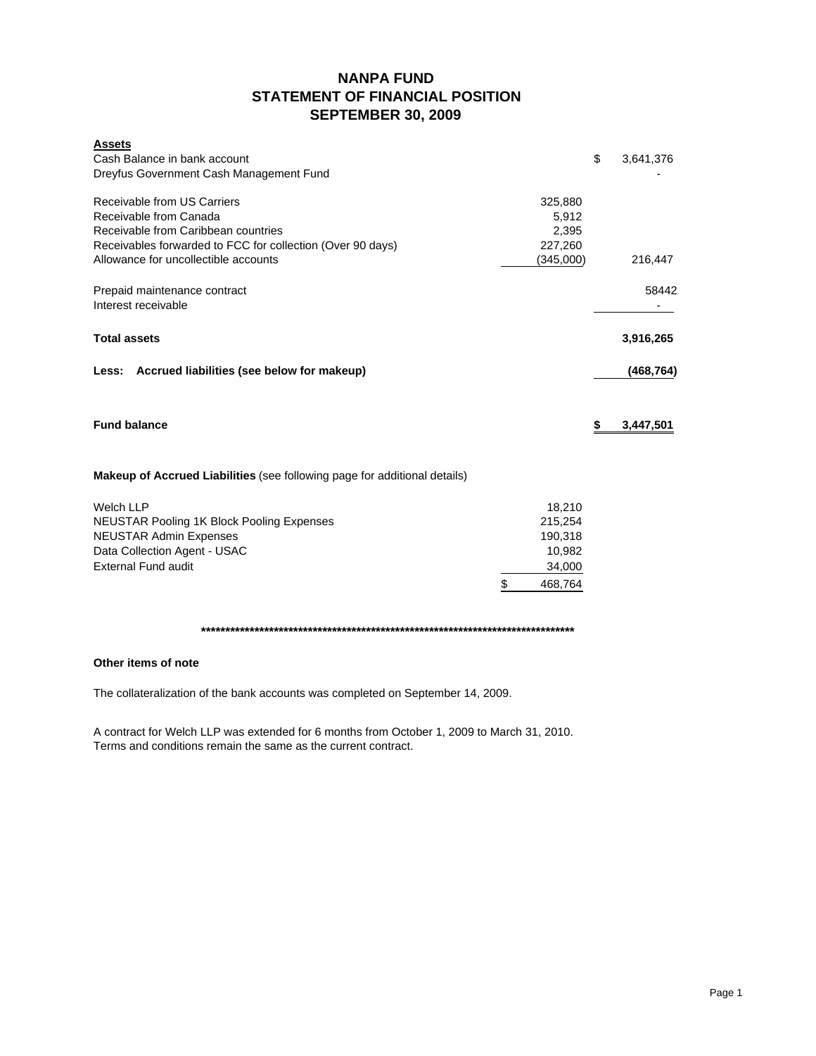# NANPA FUND
## STATEMENT OF FINANCIAL POSITION
## SEPTEMBER 30, 2009

| **Assets** | | |
|---|---|---|
| Cash Balance in bank account | | $ 3,641,376 |
| Dreyfus Government Cash Management Fund | | - |
| | | |
| Receivable from US Carriers | 325,880 | |
| Receivable from Canada | 5,912 | |
| Receivable from Caribbean countries | 2,395 | |
| Receivables forwarded to FCC for collection (Over 90 days) | 227,260 | |
| Allowance for uncollectible accounts | (345,000) | 216,447 |
| | | |
| Prepaid maintenance contract | | 58442 |
| Interest receivable | | - |
| | | |
| **Total assets** | | **3,916,265** |
| | | |
| **Less: Accrued liabilities (see below for makeup)** | | **(468,764)** |
| | | |
| **Fund balance** | | **$ 3,447,501** |

**Makeup of Accrued Liabilities** (see following page for additional details)

| | |
|---|---|
| Welch LLP | 18,210 |
| NEUSTAR Pooling 1K Block Pooling Expenses | 215,254 |
| NEUSTAR Admin Expenses | 190,318 |
| Data Collection Agent - USAC | 10,982 |
| External Fund audit | 34,000 |
| | $ 468,764 |

********************************************************************************

**Other items of note**

The collateralization of the bank accounts was completed on September 14, 2009.

A contract for Welch LLP was extended for 6 months from October 1, 2009 to March 31, 2010.
Terms and conditions remain the same as the current contract.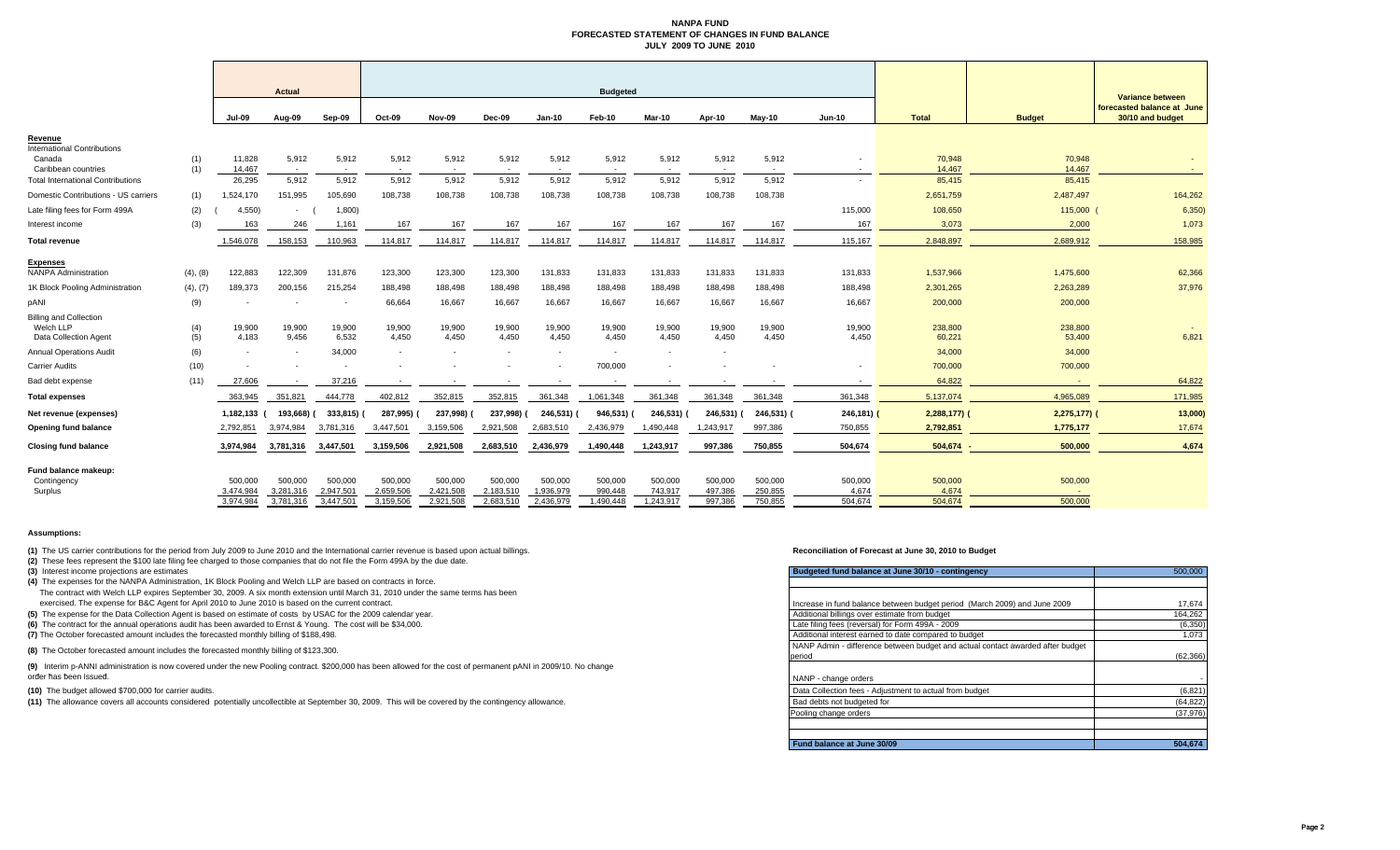# NANPA FUND
## FORECASTED STATEMENT OF CHANGES IN FUND BALANCE
### JULY 2009 TO JUNE 2010

| | | Actual | | | Budgeted | | | | | | | | | | | Variance between forecasted balance at June 30/10 and budget |
|---|---|---|---|---|---|---|---|---|---|---|---|---|---|---|---|---|
| | | Jul-09 | Aug-09 | Sep-09 | Oct-09 | Nov-09 | Dec-09 | Jan-10 | Feb-10 | Mar-10 | Apr-10 | May-10 | Jun-10 | Total | Budget | |
| **Revenue** | | | | | | | | | | | | | | | | |
| International Contributions | | | | | | | | | | | | | | | | |
| Canada | (1) | 11,828 | 5,912 | 5,912 | 5,912 | 5,912 | 5,912 | 5,912 | 5,912 | 5,912 | 5,912 | 5,912 | - | 70,948 | 70,948 | - |
| Caribbean countries | (1) | 14,467 | - | - | - | - | - | - | - | - | - | - | - | 14,467 | 14,467 | - |
| Total International Contributions | | 26,295 | 5,912 | 5,912 | 5,912 | 5,912 | 5,912 | 5,912 | 5,912 | 5,912 | 5,912 | 5,912 | - | 85,415 | 85,415 | |
| Domestic Contributions - US carriers | (1) | 1,524,170 | 151,995 | 105,690 | 108,738 | 108,738 | 108,738 | 108,738 | 108,738 | 108,738 | 108,738 | 108,738 | | 2,651,759 | 2,487,497 | 164,262 |
| Late filing fees for Form 499A | (2) | (4,550) | - | (1,800) | | | | | | | | | 115,000 | 108,650 | 115,000 | (6,350) |
| Interest income | (3) | 163 | 246 | 1,161 | 167 | 167 | 167 | 167 | 167 | 167 | 167 | 167 | 167 | 3,073 | 2,000 | 1,073 |
| **Total revenue** | | 1,546,078 | 158,153 | 110,963 | 114,817 | 114,817 | 114,817 | 114,817 | 114,817 | 114,817 | 114,817 | 114,817 | 115,167 | 2,848,897 | 2,689,912 | 158,985 |
| **Expenses** | | | | | | | | | | | | | | | | |
| NANPA Administration | (4), (8) | 122,883 | 122,309 | 131,876 | 123,300 | 123,300 | 123,300 | 131,833 | 131,833 | 131,833 | 131,833 | 131,833 | 131,833 | 1,537,966 | 1,475,600 | 62,366 |
| 1K Block Pooling Administration | (4), (7) | 189,373 | 200,156 | 215,254 | 188,498 | 188,498 | 188,498 | 188,498 | 188,498 | 188,498 | 188,498 | 188,498 | 188,498 | 2,301,265 | 2,263,289 | 37,976 |
| pANI | (9) | - | - | - | 66,664 | 16,667 | 16,667 | 16,667 | 16,667 | 16,667 | 16,667 | 16,667 | 16,667 | 200,000 | 200,000 | |
| Billing and Collection | | | | | | | | | | | | | | | | |
| Welch LLP | (4) | 19,900 | 19,900 | 19,900 | 19,900 | 19,900 | 19,900 | 19,900 | 19,900 | 19,900 | 19,900 | 19,900 | 19,900 | 238,800 | 238,800 | - |
| Data Collection Agent | (5) | 4,183 | 9,456 | 6,532 | 4,450 | 4,450 | 4,450 | 4,450 | 4,450 | 4,450 | 4,450 | 4,450 | 4,450 | 60,221 | 53,400 | 6,821 |
| Annual Operations Audit | (6) | - | - | 34,000 | - | - | - | - | - | - | - | | | 34,000 | 34,000 | |
| Carrier Audits | (10) | - | - | - | - | - | - | - | 700,000 | - | - | - | - | 700,000 | 700,000 | |
| Bad debt expense | (11) | 27,606 | - | 37,216 | - | - | - | - | - | - | - | - | - | 64,822 | - | 64,822 |
| **Total expenses** | | 363,945 | 351,821 | 444,778 | 402,812 | 352,815 | 352,815 | 361,348 | 1,061,348 | 361,348 | 361,348 | 361,348 | 361,348 | 5,137,074 | 4,965,089 | 171,985 |
| **Net revenue (expenses)** | | 1,182,133 | (193,668) | (333,815) | (287,995) | (237,998) | (237,998) | (246,531) | (946,531) | (246,531) | (246,531) | (246,531) | (246,181) | (2,288,177) | (2,275,177) | (13,000) |
| **Opening fund balance** | | 2,792,851 | 3,974,984 | 3,781,316 | 3,447,501 | 3,159,506 | 2,921,508 | 2,683,510 | 2,436,979 | 1,490,448 | 1,243,917 | 997,386 | 750,855 | 2,792,851 | 1,775,177 | 17,674 |
| **Closing fund balance** | | 3,974,984 | 3,781,316 | 3,447,501 | 3,159,506 | 2,921,508 | 2,683,510 | 2,436,979 | 1,490,448 | 1,243,917 | 997,386 | 750,855 | 504,674 | 504,674 | 500,000 | 4,674 |
| **Fund balance makeup:** | | | | | | | | | | | | | | | | |
| Contingency | | 500,000 | 500,000 | 500,000 | 500,000 | 500,000 | 500,000 | 500,000 | 500,000 | 500,000 | 500,000 | 500,000 | 500,000 | 500,000 | 500,000 | |
| Surplus | | 3,474,984 | 3,281,316 | 2,947,501 | 2,659,506 | 2,421,508 | 2,183,510 | 1,936,979 | 990,448 | 743,917 | 497,386 | 250,855 | 4,674 | 4,674 | - | |
| | | 3,974,984 | 3,781,316 | 3,447,501 | 3,159,506 | 2,921,508 | 2,683,510 | 2,436,979 | 1,490,448 | 1,243,917 | 997,386 | 750,855 | 504,674 | 504,674 | 500,000 | |

**Assumptions:**

**(1)** The US carrier contributions for the period from July 2009 to June 2010 and the International carrier revenue is based upon actual billings.

**(2)** These fees represent the $100 late filing fee charged to those companies that do not file the Form 499A by the due date.

**(3)** Interest income projections are estimates

**(4)** The expenses for the NANPA Administration, 1K Block Pooling and Welch LLP are based on contracts in force.
The contract with Welch LLP expires September 30, 2009. A six month extension until March 31, 2010 under the same terms has been exercised. The expense for B&C Agent for April 2010 to June 2010 is based on the current contract.

**(5)** The expense for the Data Collection Agent is based on estimate of costs by USAC for the 2009 calendar year.

**(6)** The contract for the annual operations audit has been awarded to Ernst & Young. The cost will be $34,000.

**(7)** The October forecasted amount includes the forecasted monthly billing of $188,498.

**(8)** The October forecasted amount includes the forecasted monthly billing of $123,300.

**(9)** Interim p-ANNI administration is now covered under the new Pooling contract. $200,000 has been allowed for the cost of permanent pANI in 2009/10. No change order has been issued.

**(10)** The budget allowed $700,000 for carrier audits.

**(11)** The allowance covers all accounts considered potentially uncollectible at September 30, 2009. This will be covered by the contingency allowance.

**Reconciliation of Forecast at June 30, 2010 to Budget**

| Budgeted fund balance at June 30/10 - contingency | 500,000 |
|---|---|
| | |
| Increase in fund balance between budget period (March 2009) and June 2009 | 17,674 |
| Additional billings over estimate from budget | 164,262 |
| Late filing fees (reversal) for Form 499A - 2009 | (6,350) |
| Additional interest earned to date compared to budget | 1,073 |
| NANP Admin - difference between budget and actual contact awarded after budget period | (62,366) |
| NANP - change orders | - |
| Data Collection fees - Adjustment to actual from budget | (6,821) |
| Bad debts not budgeted for | (64,822) |
| Pooling change orders | (37,976) |
| | |
| **Fund balance at June 30/09** | **504,674** |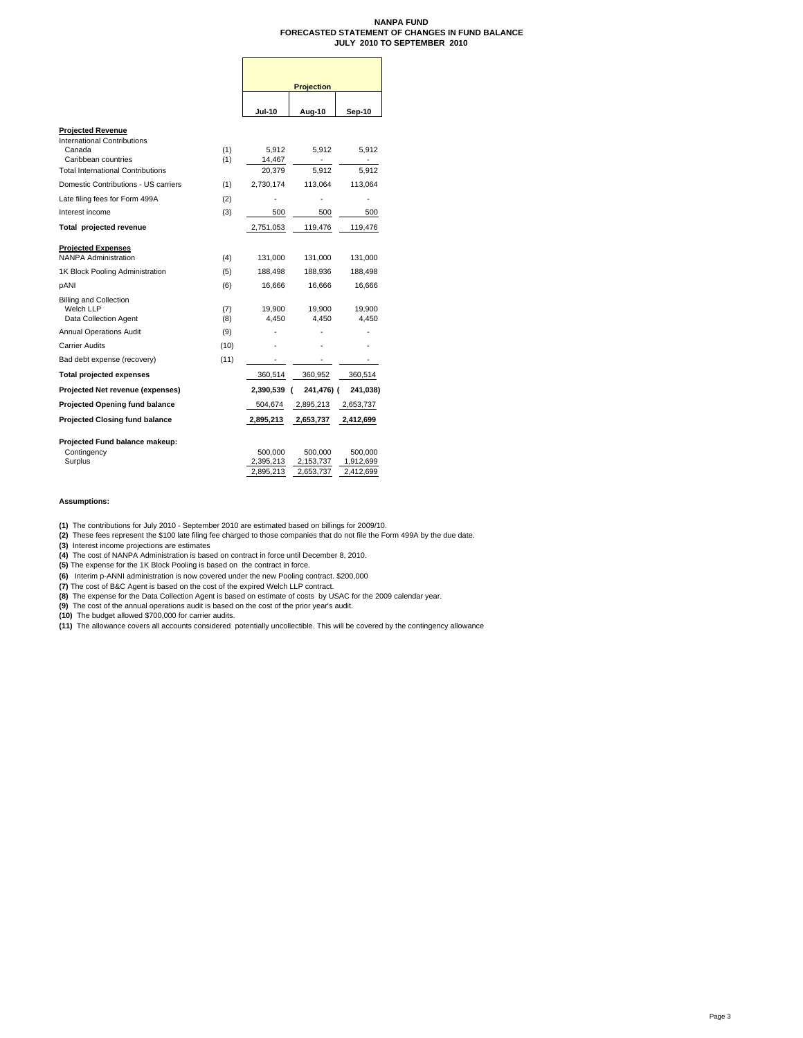**NANPA FUND**
**FORECASTED STATEMENT OF CHANGES IN FUND BALANCE**
**JULY 2010 TO SEPTEMBER 2010**

| | | Projection | | |
|---|---|---|---|---|
| | | **Jul-10** | **Aug-10** | **Sep-10** |
| **Projected Revenue** | | | | |
| International Contributions | | | | |
| Canada | (1) | 5,912 | 5,912 | 5,912 |
| Caribbean countries | (1) | 14,467 | - | - |
| Total International Contributions | | 20,379 | 5,912 | 5,912 |
| Domestic Contributions - US carriers | (1) | 2,730,174 | 113,064 | 113,064 |
| Late filing fees for Form 499A | (2) | - | - | - |
| Interest income | (3) | 500 | 500 | 500 |
| **Total projected revenue** | | 2,751,053 | 119,476 | 119,476 |
| **Projected Expenses** | | | | |
| NANPA Administration | (4) | 131,000 | 131,000 | 131,000 |
| 1K Block Pooling Administration | (5) | 188,498 | 188,936 | 188,498 |
| pANI | (6) | 16,666 | 16,666 | 16,666 |
| Billing and Collection | | | | |
| Welch LLP | (7) | 19,900 | 19,900 | 19,900 |
| Data Collection Agent | (8) | 4,450 | 4,450 | 4,450 |
| Annual Operations Audit | (9) | - | - | - |
| Carrier Audits | (10) | - | - | - |
| Bad debt expense (recovery) | (11) | - | - | - |
| **Total projected expenses** | | 360,514 | 360,952 | 360,514 |
| **Projected Net revenue (expenses)** | | **2,390,539** | **(241,476)** | **(241,038)** |
| **Projected Opening fund balance** | | 504,674 | 2,895,213 | 2,653,737 |
| **Projected Closing fund balance** | | **2,895,213** | **2,653,737** | **2,412,699** |
| **Projected Fund balance makeup:** | | | | |
| Contingency | | 500,000 | 500,000 | 500,000 |
| Surplus | | 2,395,213 | 2,153,737 | 1,912,699 |
| | | 2,895,213 | 2,653,737 | 2,412,699 |

**Assumptions:**

**(1)** The contributions for July 2010 - September 2010 are estimated based on billings for 2009/10.
**(2)** These fees represent the $100 late filing fee charged to those companies that do not file the Form 499A by the due date.
**(3)** Interest income projections are estimates
**(4)** The cost of NANPA Administration is based on contract in force until December 8, 2010.
**(5)** The expense for the 1K Block Pooling is based on the contract in force.
**(6)** Interim p-ANNI administration is now covered under the new Pooling contract. $200,000
**(7)** The cost of B&C Agent is based on the cost of the expired Welch LLP contract.
**(8)** The expense for the Data Collection Agent is based on estimate of costs by USAC for the 2009 calendar year.
**(9)** The cost of the annual operations audit is based on the cost of the prior year's audit.
**(10)** The budget allowed $700,000 for carrier audits.
**(11)** The allowance covers all accounts considered potentially uncollectible. This will be covered by the contingency allowance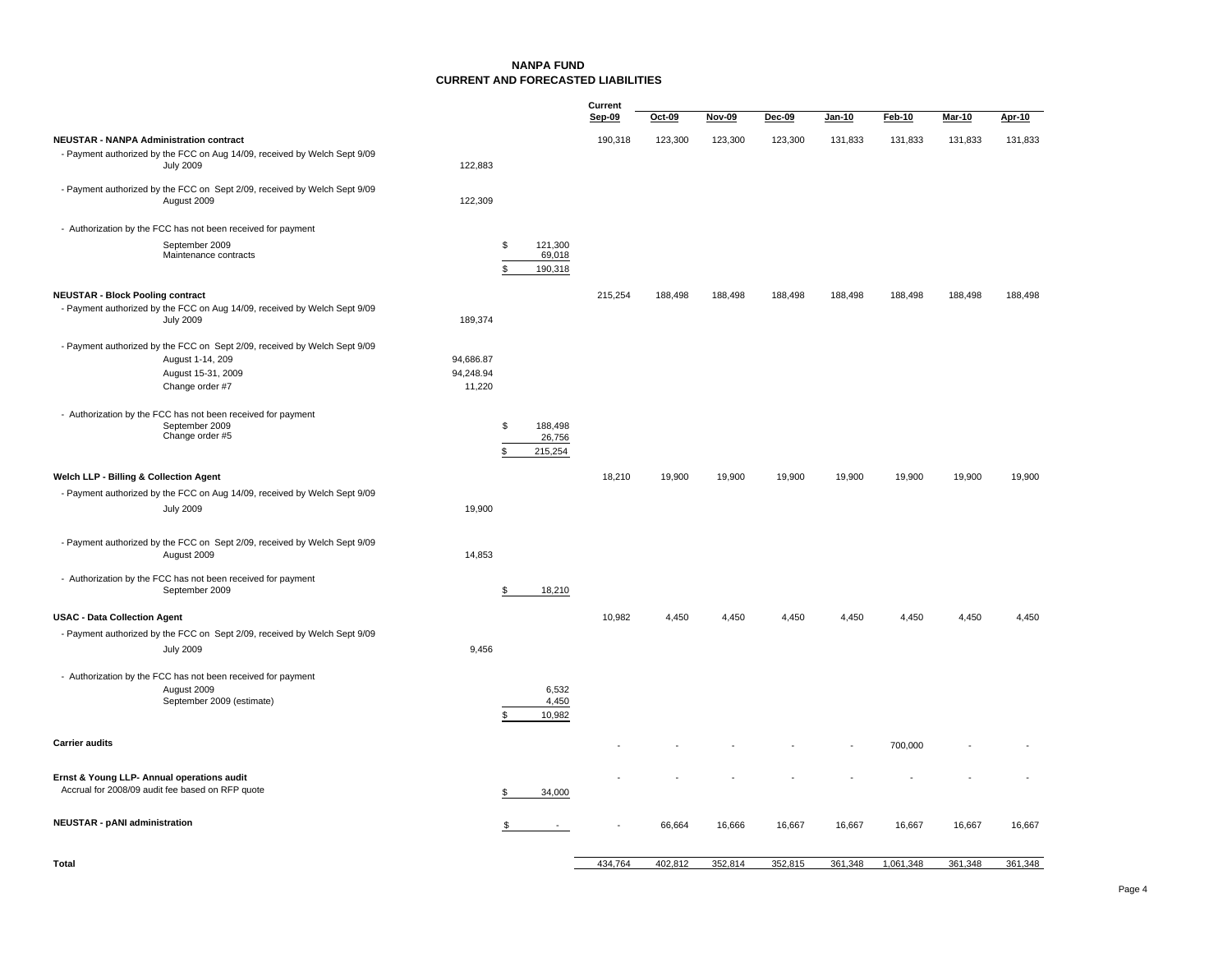# NANPA FUND
## CURRENT AND FORECASTED LIABILITIES

| | | | Current Sep-09 | Oct-09 | Nov-09 | Dec-09 | Jan-10 | Feb-10 | Mar-10 | Apr-10 |
|---|---|---|---|---|---|---|---|---|---|---|
| **NEUSTAR - NANPA Administration contract** | | | 190,318 | 123,300 | 123,300 | 123,300 | 131,833 | 131,833 | 131,833 | 131,833 |
| - Payment authorized by the FCC on Aug 14/09, received by Welch Sept 9/09 | | | | | | | | | | |
| July 2009 | 122,883 | | | | | | | | | |
| - Payment authorized by the FCC on Sept 2/09, received by Welch Sept 9/09 | | | | | | | | | | |
| August 2009 | 122,309 | | | | | | | | | |
| - Authorization by the FCC has not been received for payment | | | | | | | | | | |
| September 2009 | | $ 121,300 | | | | | | | | |
| Maintenance contracts | | 69,018 | | | | | | | | |
| | | $ 190,318 | | | | | | | | |
| **NEUSTAR - Block Pooling contract** | | | 215,254 | 188,498 | 188,498 | 188,498 | 188,498 | 188,498 | 188,498 | 188,498 |
| - Payment authorized by the FCC on Aug 14/09, received by Welch Sept 9/09 | | | | | | | | | | |
| July 2009 | 189,374 | | | | | | | | | |
| - Payment authorized by the FCC on Sept 2/09, received by Welch Sept 9/09 | | | | | | | | | | |
| August 1-14, 209 | 94,686.87 | | | | | | | | | |
| August 15-31, 2009 | 94,248.94 | | | | | | | | | |
| Change order #7 | 11,220 | | | | | | | | | |
| - Authorization by the FCC has not been received for payment | | | | | | | | | | |
| September 2009 | | $ 188,498 | | | | | | | | |
| Change order #5 | | 26,756 | | | | | | | | |
| | | $ 215,254 | | | | | | | | |
| **Welch LLP - Billing & Collection Agent** | | | 18,210 | 19,900 | 19,900 | 19,900 | 19,900 | 19,900 | 19,900 | 19,900 |
| - Payment authorized by the FCC on Aug 14/09, received by Welch Sept 9/09 | | | | | | | | | | |
| July 2009 | 19,900 | | | | | | | | | |
| - Payment authorized by the FCC on Sept 2/09, received by Welch Sept 9/09 | | | | | | | | | | |
| August 2009 | 14,853 | | | | | | | | | |
| - Authorization by the FCC has not been received for payment | | | | | | | | | | |
| September 2009 | | $ 18,210 | | | | | | | | |
| **USAC - Data Collection Agent** | | | 10,982 | 4,450 | 4,450 | 4,450 | 4,450 | 4,450 | 4,450 | 4,450 |
| - Payment authorized by the FCC on Sept 2/09, received by Welch Sept 9/09 | | | | | | | | | | |
| July 2009 | 9,456 | | | | | | | | | |
| - Authorization by the FCC has not been received for payment | | | | | | | | | | |
| August 2009 | | 6,532 | | | | | | | | |
| September 2009 (estimate) | | 4,450 | | | | | | | | |
| | | $ 10,982 | | | | | | | | |
| **Carrier audits** | | | - | - | - | - | - | 700,000 | - | - |
| **Ernst & Young LLP- Annual operations audit** | | | - | - | - | - | - | - | - | - |
| Accrual for 2008/09 audit fee based on RFP quote | | $ 34,000 | | | | | | | | |
| **NEUSTAR - pANI administration** | | $ - | - | 66,664 | 16,666 | 16,667 | 16,667 | 16,667 | 16,667 | 16,667 |
| **Total** | | | 434,764 | 402,812 | 352,814 | 352,815 | 361,348 | 1,061,348 | 361,348 | 361,348 |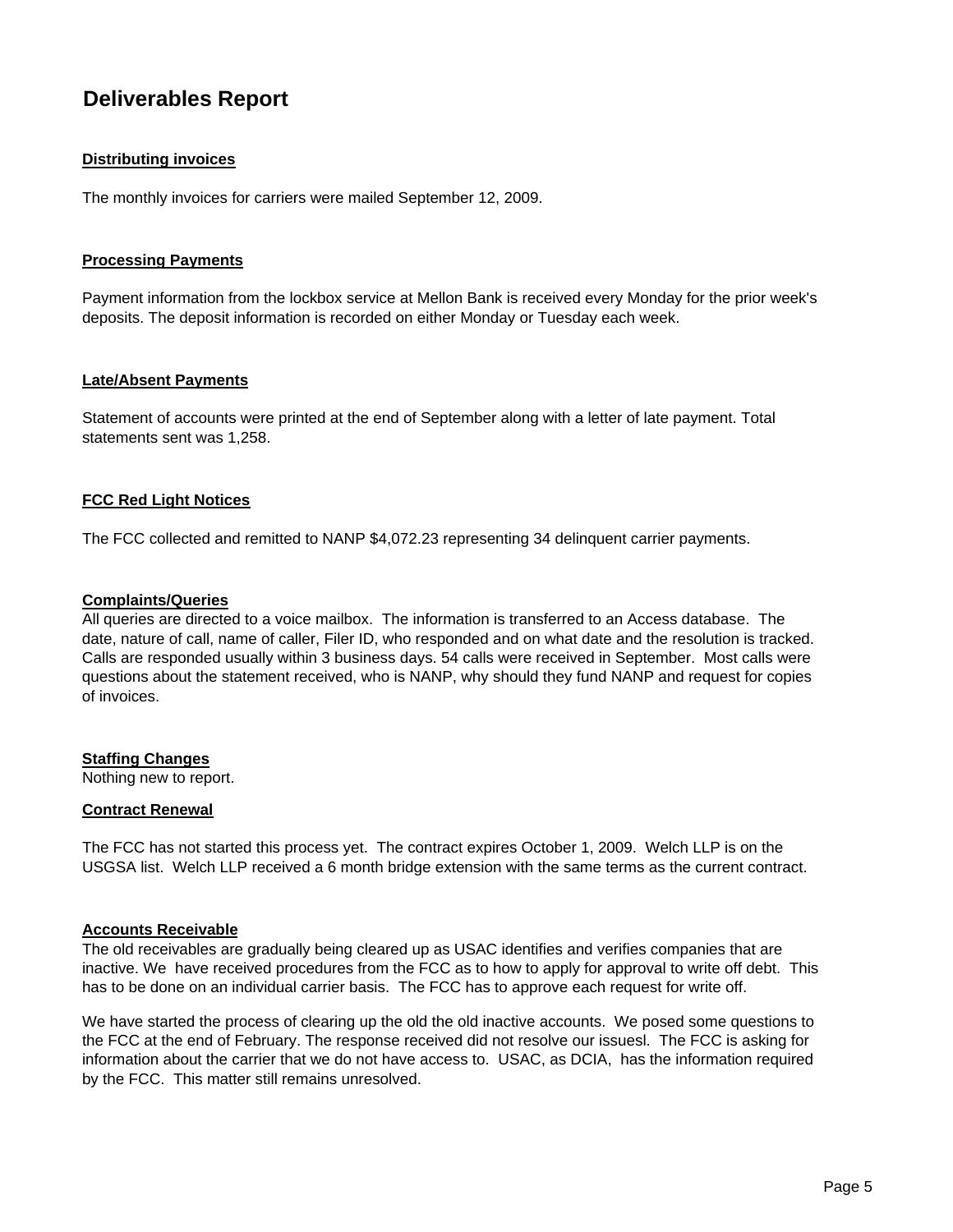# Deliverables Report

**Distributing invoices**

The monthly invoices for carriers were mailed September 12, 2009.

**Processing Payments**

Payment information from the lockbox service at Mellon Bank is received every Monday for the prior week's deposits. The deposit information is recorded on either Monday or Tuesday each week.

**Late/Absent Payments**

Statement of accounts were printed at the end of September along with a letter of late payment. Total statements sent was 1,258.

**FCC Red Light Notices**

The FCC collected and remitted to NANP $4,072.23 representing 34 delinquent carrier payments.

**Complaints/Queries**

All queries are directed to a voice mailbox. The information is transferred to an Access database. The date, nature of call, name of caller, Filer ID, who responded and on what date and the resolution is tracked. Calls are responded usually within 3 business days. 54 calls were received in September. Most calls were questions about the statement received, who is NANP, why should they fund NANP and request for copies of invoices.

**Staffing Changes**

Nothing new to report.

**Contract Renewal**

The FCC has not started this process yet. The contract expires October 1, 2009. Welch LLP is on the USGSA list. Welch LLP received a 6 month bridge extension with the same terms as the current contract.

**Accounts Receivable**

The old receivables are gradually being cleared up as USAC identifies and verifies companies that are inactive. We have received procedures from the FCC as to how to apply for approval to write off debt. This has to be done on an individual carrier basis. The FCC has to approve each request for write off.

We have started the process of clearing up the old the old inactive accounts. We posed some questions to the FCC at the end of February. The response received did not resolve our issuesl. The FCC is asking for information about the carrier that we do not have access to. USAC, as DCIA, has the information required by the FCC. This matter still remains unresolved.